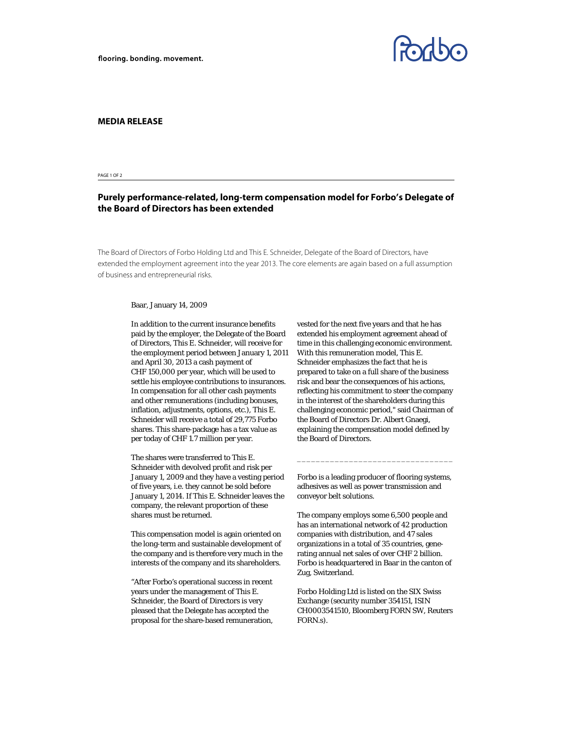flooring. bonding. movement.

**MEDIA RELEASE**

## Purely performance-related, long-term compensation model for Forbo's Delegate of the Board of Directors has been extended

The Board of Directors of Forbo Holding Ltd and This E. Schneider, Delegate of the Board of Directors, have extended the employment agreement into the year 2013. The core elements are again based on a full assumption of business and entrepreneurial risks.

Baar, January 14, 2009

In addition to the current insurance benefits paid by the employer, the Delegate of the Board of Directors, This E. Schneider, will receive for the employment period between January 1, 2011 and April 30, 2013 a cash payment of CHF 150,000 per year, which will be used to settle his employee contributions to insurances. In compensation for all other cash payments and other remunerations (including bonuses, inflation, adjustments, options, etc.), This E. Schneider will receive a total of 29,775 Forbo shares. This share-package has a tax value as per today of CHF 1.7 million per year.

The shares were transferred to This E. Schneider with devolved profit and risk per January 1, 2009 and they have a vesting period of five years, i.e. they cannot be sold before January 1, 2014. If This E. Schneider leaves the company, the relevant proportion of these shares must be returned.

This compensation model is again oriented on the long-term and sustainable development of the company and is therefore very much in the interests of the company and its shareholders.

"After Forbo's operational success in recent years under the management of This E. Schneider, the Board of Directors is very pleased that the Delegate has accepted the proposal for the share-based remuneration, vested for the next five years and that he has extended his employment agreement ahead of time in this challenging economic environment. With this remuneration model, This E. Schneider emphasizes the fact that he is prepared to take on a full share of the business risk and bear the consequences of his actions, reflecting his commitment to steer the company in the interest of the shareholders during this challenging economic period," said Chairman of the Board of Directors Dr. Albert Gnaegi, explaining the compensation model defined by the Board of Directors.

---

Forbo is a leading producer of flooring systems, adhesives as well as power transmission and conveyor belt solutions.

The company employs some 6,500 people and has an international network of 42 production companies with distribution, and 47 sales organizations in a total of 35 countries, generating annual net sales of over CHF 2 billion. Forbo is headquartered in Baar in the canton of Zug, Switzerland.

Forbo Holding Ltd is listed on the SIX Swiss Exchange (security number 354151, ISIN CH0003541510, Bloomberg FORN SW, Reuters FORN.s).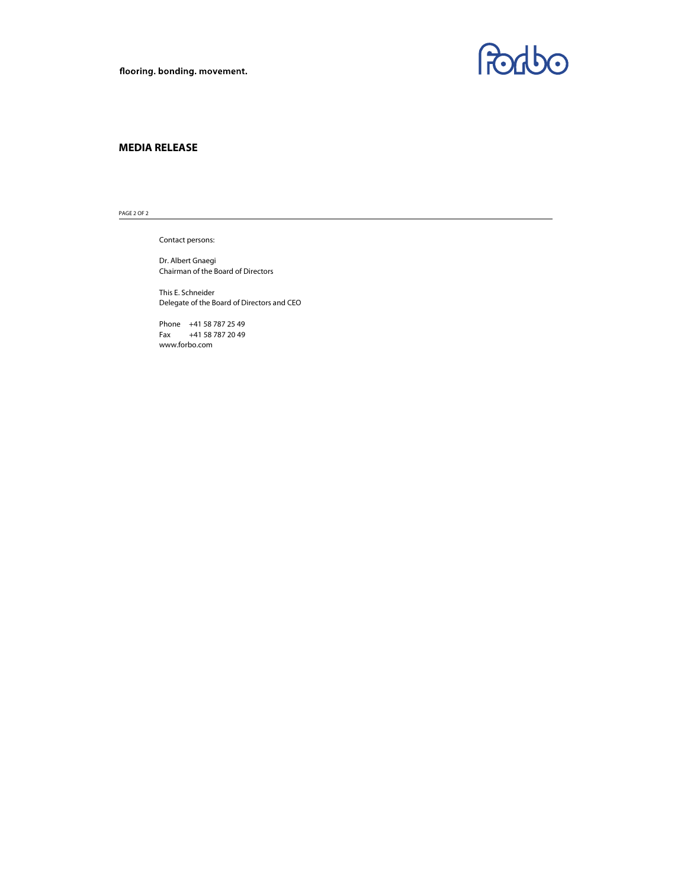Contact persons:

Dr. Albert Gnaegi
Chairman of the Board of Directors

This E. Schneider
Delegate of the Board of Directors and CEO

Phone +41 58 787 25 49
Fax +41 58 787 20 49
www.forbo.com